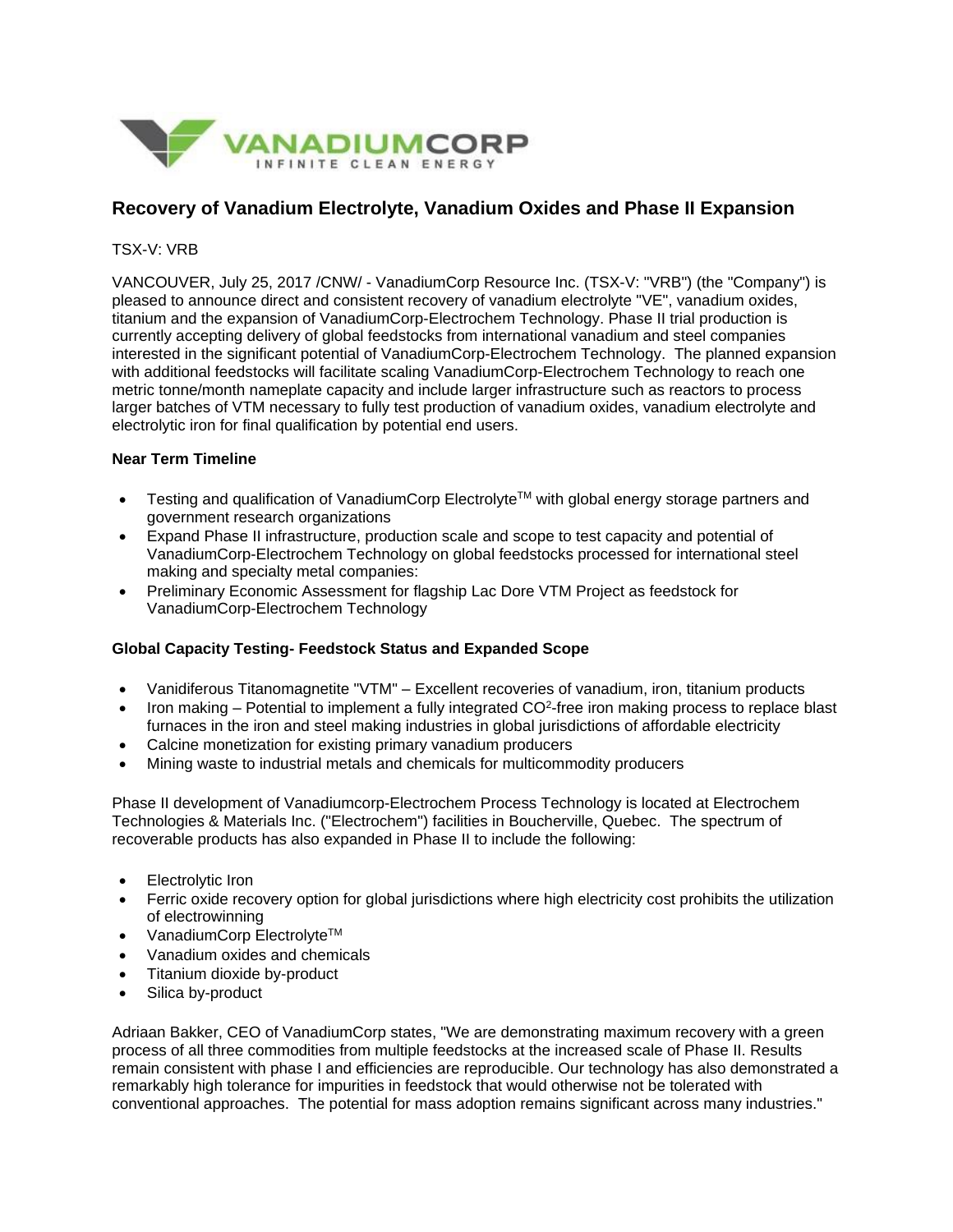# Recovery of Vanadium Electrolyte, Vanadium Oxides and Phase II Expansion

TSX-V: VRB

VANCOUVER, July 25, 2017 /CNW/ - VanadiumCorp Resource Inc. (TSX-V: "VRB") (the "Company") is pleased to announce direct and consistent recovery of vanadium electrolyte "VE", vanadium oxides, titanium and the expansion of VanadiumCorp-Electrochem Technology. Phase II trial production is currently accepting delivery of global feedstocks from international vanadium and steel companies interested in the significant potential of VanadiumCorp-Electrochem Technology. The planned expansion with additional feedstocks will facilitate scaling VanadiumCorp-Electrochem Technology to reach one metric tonne/month nameplate capacity and include larger infrastructure such as reactors to process larger batches of VTM necessary to fully test production of vanadium oxides, vanadium electrolyte and electrolytic iron for final qualification by potential end users.

**Near Term Timeline**

- Testing and qualification of VanadiumCorp Electrolyte™ with global energy storage partners and government research organizations
- Expand Phase II infrastructure, production scale and scope to test capacity and potential of VanadiumCorp-Electrochem Technology on global feedstocks processed for international steel making and specialty metal companies:
- Preliminary Economic Assessment for flagship Lac Dore VTM Project as feedstock for VanadiumCorp-Electrochem Technology

**Global Capacity Testing- Feedstock Status and Expanded Scope**

- Vanidiferous Titanomagnetite "VTM" – Excellent recoveries of vanadium, iron, titanium products
- Iron making – Potential to implement a fully integrated $CO^2$-free iron making process to replace blast furnaces in the iron and steel making industries in global jurisdictions of affordable electricity
- Calcine monetization for existing primary vanadium producers
- Mining waste to industrial metals and chemicals for multicommodity producers

Phase II development of Vanadiumcorp-Electrochem Process Technology is located at Electrochem Technologies & Materials Inc. ("Electrochem") facilities in Boucherville, Quebec. The spectrum of recoverable products has also expanded in Phase II to include the following:

- Electrolytic Iron
- Ferric oxide recovery option for global jurisdictions where high electricity cost prohibits the utilization of electrowinning
- VanadiumCorp Electrolyte™
- Vanadium oxides and chemicals
- Titanium dioxide by-product
- Silica by-product

Adriaan Bakker, CEO of VanadiumCorp states, "We are demonstrating maximum recovery with a green process of all three commodities from multiple feedstocks at the increased scale of Phase II. Results remain consistent with phase I and efficiencies are reproducible. Our technology has also demonstrated a remarkably high tolerance for impurities in feedstock that would otherwise not be tolerated with conventional approaches. The potential for mass adoption remains significant across many industries."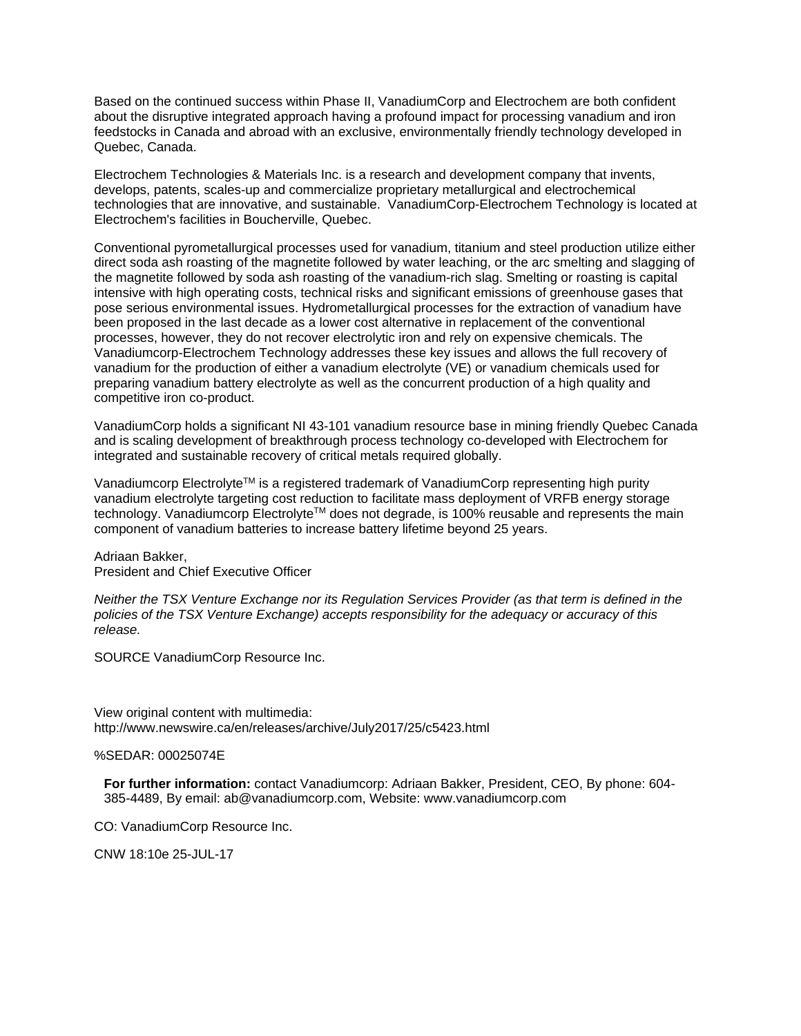Based on the continued success within Phase II, VanadiumCorp and Electrochem are both confident about the disruptive integrated approach having a profound impact for processing vanadium and iron feedstocks in Canada and abroad with an exclusive, environmentally friendly technology developed in Quebec, Canada.

Electrochem Technologies & Materials Inc. is a research and development company that invents, develops, patents, scales-up and commercialize proprietary metallurgical and electrochemical technologies that are innovative, and sustainable.  VanadiumCorp-Electrochem Technology is located at Electrochem's facilities in Boucherville, Quebec.

Conventional pyrometallurgical processes used for vanadium, titanium and steel production utilize either direct soda ash roasting of the magnetite followed by water leaching, or the arc smelting and slagging of the magnetite followed by soda ash roasting of the vanadium-rich slag. Smelting or roasting is capital intensive with high operating costs, technical risks and significant emissions of greenhouse gases that pose serious environmental issues. Hydrometallurgical processes for the extraction of vanadium have been proposed in the last decade as a lower cost alternative in replacement of the conventional processes, however, they do not recover electrolytic iron and rely on expensive chemicals. The Vanadiumcorp-Electrochem Technology addresses these key issues and allows the full recovery of vanadium for the production of either a vanadium electrolyte (VE) or vanadium chemicals used for preparing vanadium battery electrolyte as well as the concurrent production of a high quality and competitive iron co-product.

VanadiumCorp holds a significant NI 43-101 vanadium resource base in mining friendly Quebec Canada and is scaling development of breakthrough process technology co-developed with Electrochem for integrated and sustainable recovery of critical metals required globally.

Vanadiumcorp Electrolyte™ is a registered trademark of VanadiumCorp representing high purity vanadium electrolyte targeting cost reduction to facilitate mass deployment of VRFB energy storage technology. Vanadiumcorp Electrolyte™ does not degrade, is 100% reusable and represents the main component of vanadium batteries to increase battery lifetime beyond 25 years.

Adriaan Bakker,
President and Chief Executive Officer

*Neither the TSX Venture Exchange nor its Regulation Services Provider (as that term is defined in the policies of the TSX Venture Exchange) accepts responsibility for the adequacy or accuracy of this release.*

SOURCE VanadiumCorp Resource Inc.

View original content with multimedia:
http://www.newswire.ca/en/releases/archive/July2017/25/c5423.html

%SEDAR: 00025074E

**For further information:** contact Vanadiumcorp: Adriaan Bakker, President, CEO, By phone: 604-385-4489, By email: ab@vanadiumcorp.com, Website: www.vanadiumcorp.com

CO: VanadiumCorp Resource Inc.

CNW 18:10e 25-JUL-17